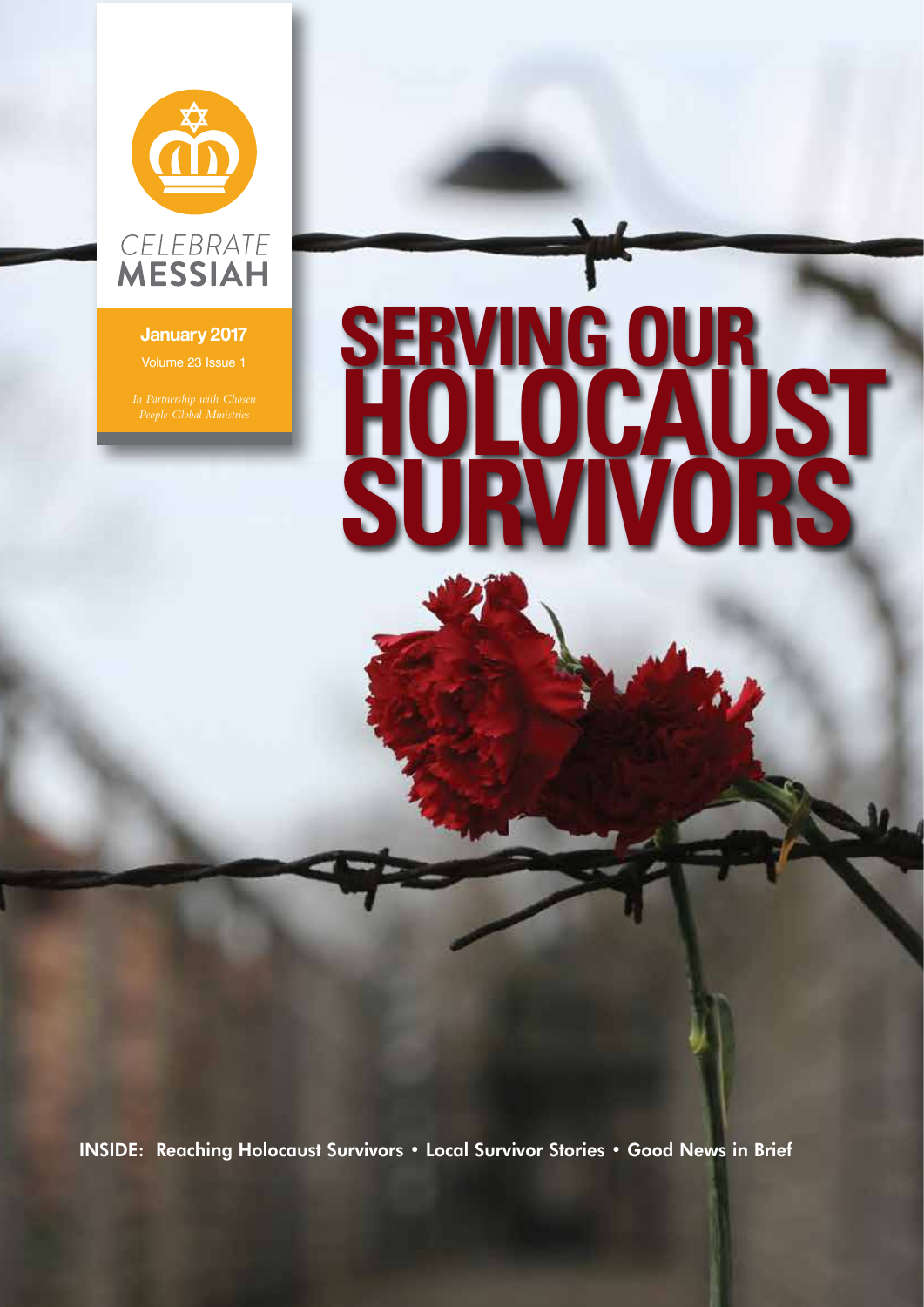CELEBRATE
MESSIAH

**January 2017**
Volume 23 Issue 1

*In Partnership with Chosen People Global Ministries*

# SERVING OUR HOLOCAUST SURVIVORS

INSIDE: Reaching Holocaust Survivors • Local Survivor Stories • Good News in Brief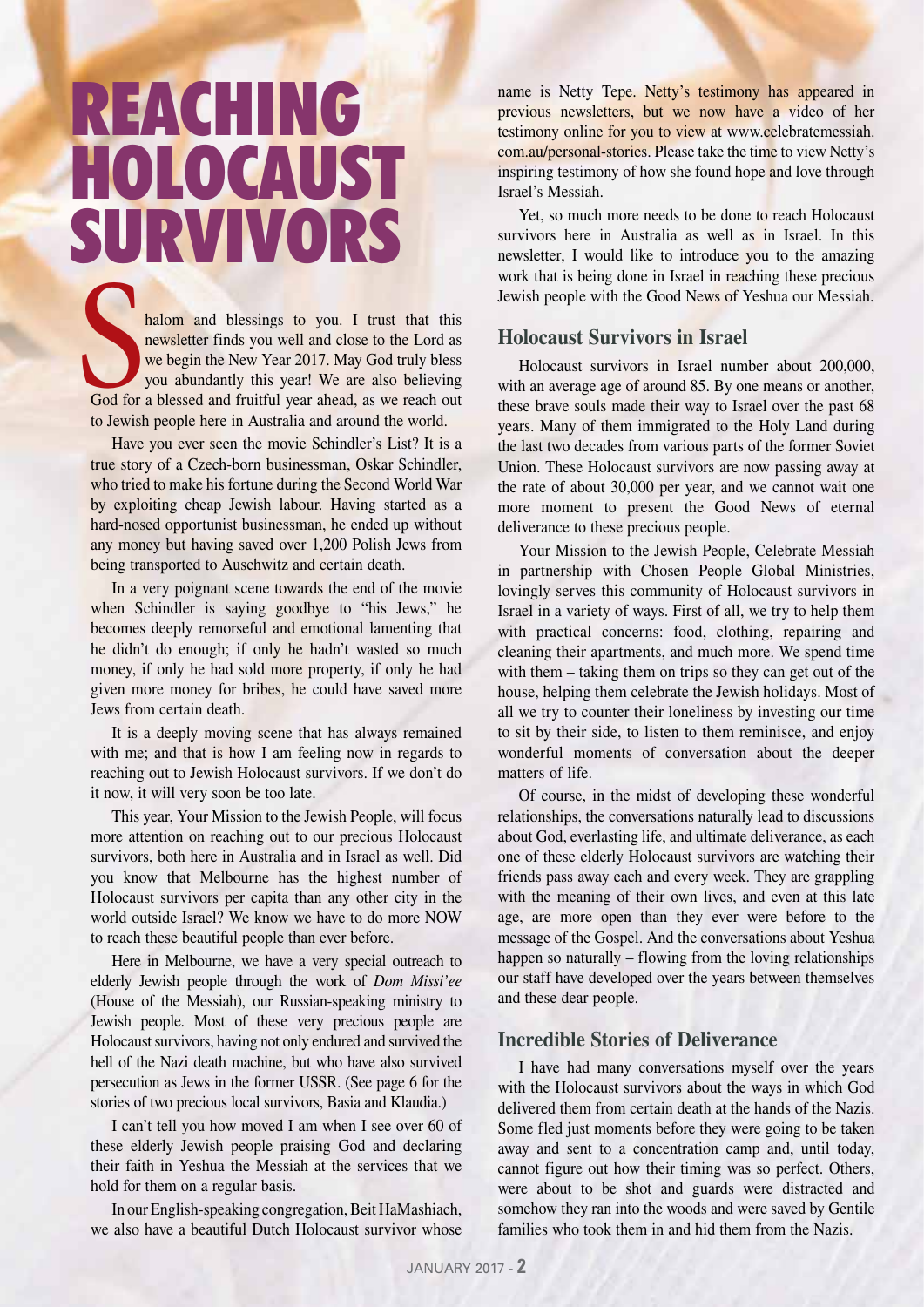# REACHING HOLOCAUST SURVIVORS

Shalom and blessings to you. I trust that this newsletter finds you well and close to the Lord as we begin the New Year 2017. May God truly bless you abundantly this year! We are also believing God for a blessed and fruitful year ahead, as we reach out to Jewish people here in Australia and around the world.

Have you ever seen the movie Schindler's List? It is a true story of a Czech-born businessman, Oskar Schindler, who tried to make his fortune during the Second World War by exploiting cheap Jewish labour. Having started as a hard-nosed opportunist businessman, he ended up without any money but having saved over 1,200 Polish Jews from being transported to Auschwitz and certain death.

In a very poignant scene towards the end of the movie when Schindler is saying goodbye to "his Jews," he becomes deeply remorseful and emotional lamenting that he didn't do enough; if only he hadn't wasted so much money, if only he had sold more property, if only he had given more money for bribes, he could have saved more Jews from certain death.

It is a deeply moving scene that has always remained with me; and that is how I am feeling now in regards to reaching out to Jewish Holocaust survivors. If we don't do it now, it will very soon be too late.

This year, Your Mission to the Jewish People, will focus more attention on reaching out to our precious Holocaust survivors, both here in Australia and in Israel as well. Did you know that Melbourne has the highest number of Holocaust survivors per capita than any other city in the world outside Israel? We know we have to do more NOW to reach these beautiful people than ever before.

Here in Melbourne, we have a very special outreach to elderly Jewish people through the work of *Dom Missi'ee* (House of the Messiah), our Russian-speaking ministry to Jewish people. Most of these very precious people are Holocaust survivors, having not only endured and survived the hell of the Nazi death machine, but who have also survived persecution as Jews in the former USSR. (See page 6 for the stories of two precious local survivors, Basia and Klaudia.)

I can't tell you how moved I am when I see over 60 of these elderly Jewish people praising God and declaring their faith in Yeshua the Messiah at the services that we hold for them on a regular basis.

In our English-speaking congregation, Beit HaMashiach, we also have a beautiful Dutch Holocaust survivor whose name is Netty Tepe. Netty's testimony has appeared in previous newsletters, but we now have a video of her testimony online for you to view at www.celebratemessiah.com.au/personal-stories. Please take the time to view Netty's inspiring testimony of how she found hope and love through Israel's Messiah.

Yet, so much more needs to be done to reach Holocaust survivors here in Australia as well as in Israel. In this newsletter, I would like to introduce you to the amazing work that is being done in Israel in reaching these precious Jewish people with the Good News of Yeshua our Messiah.

## Holocaust Survivors in Israel

Holocaust survivors in Israel number about 200,000, with an average age of around 85. By one means or another, these brave souls made their way to Israel over the past 68 years. Many of them immigrated to the Holy Land during the last two decades from various parts of the former Soviet Union. These Holocaust survivors are now passing away at the rate of about 30,000 per year, and we cannot wait one more moment to present the Good News of eternal deliverance to these precious people.

Your Mission to the Jewish People, Celebrate Messiah in partnership with Chosen People Global Ministries, lovingly serves this community of Holocaust survivors in Israel in a variety of ways. First of all, we try to help them with practical concerns: food, clothing, repairing and cleaning their apartments, and much more. We spend time with them – taking them on trips so they can get out of the house, helping them celebrate the Jewish holidays. Most of all we try to counter their loneliness by investing our time to sit by their side, to listen to them reminisce, and enjoy wonderful moments of conversation about the deeper matters of life.

Of course, in the midst of developing these wonderful relationships, the conversations naturally lead to discussions about God, everlasting life, and ultimate deliverance, as each one of these elderly Holocaust survivors are watching their friends pass away each and every week. They are grappling with the meaning of their own lives, and even at this late age, are more open than they ever were before to the message of the Gospel. And the conversations about Yeshua happen so naturally – flowing from the loving relationships our staff have developed over the years between themselves and these dear people.

## Incredible Stories of Deliverance

I have had many conversations myself over the years with the Holocaust survivors about the ways in which God delivered them from certain death at the hands of the Nazis. Some fled just moments before they were going to be taken away and sent to a concentration camp and, until today, cannot figure out how their timing was so perfect. Others, were about to be shot and guards were distracted and somehow they ran into the woods and were saved by Gentile families who took them in and hid them from the Nazis.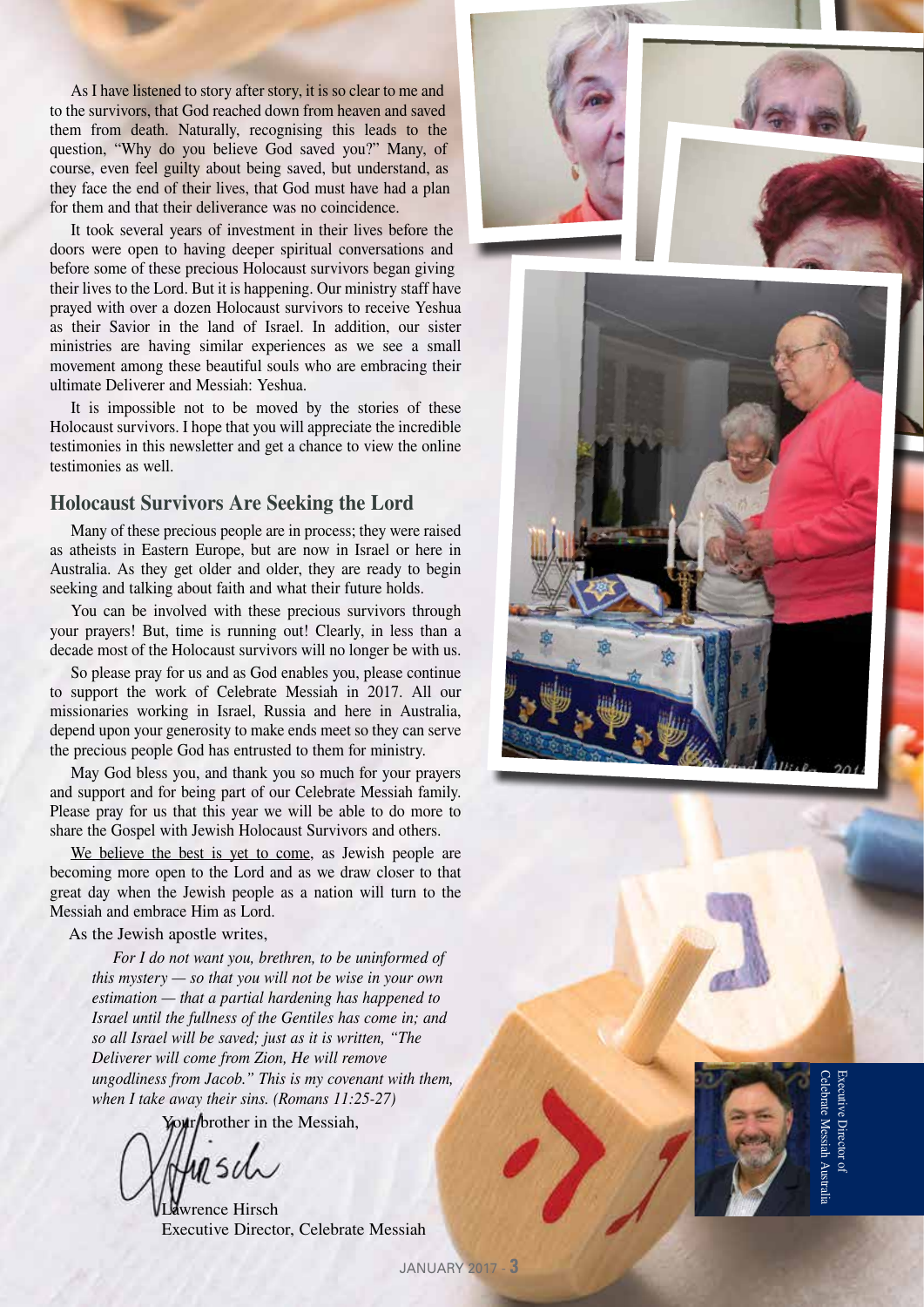As I have listened to story after story, it is so clear to me and to the survivors, that God reached down from heaven and saved them from death. Naturally, recognising this leads to the question, "Why do you believe God saved you?" Many, of course, even feel guilty about being saved, but understand, as they face the end of their lives, that God must have had a plan for them and that their deliverance was no coincidence.

It took several years of investment in their lives before the doors were open to having deeper spiritual conversations and before some of these precious Holocaust survivors began giving their lives to the Lord. But it is happening. Our ministry staff have prayed with over a dozen Holocaust survivors to receive Yeshua as their Savior in the land of Israel. In addition, our sister ministries are having similar experiences as we see a small movement among these beautiful souls who are embracing their ultimate Deliverer and Messiah: Yeshua.

It is impossible not to be moved by the stories of these Holocaust survivors. I hope that you will appreciate the incredible testimonies in this newsletter and get a chance to view the online testimonies as well.

## Holocaust Survivors Are Seeking the Lord

Many of these precious people are in process; they were raised as atheists in Eastern Europe, but are now in Israel or here in Australia. As they get older and older, they are ready to begin seeking and talking about faith and what their future holds.

You can be involved with these precious survivors through your prayers! But, time is running out! Clearly, in less than a decade most of the Holocaust survivors will no longer be with us.

So please pray for us and as God enables you, please continue to support the work of Celebrate Messiah in 2017. All our missionaries working in Israel, Russia and here in Australia, depend upon your generosity to make ends meet so they can serve the precious people God has entrusted to them for ministry.

May God bless you, and thank you so much for your prayers and support and for being part of our Celebrate Messiah family. Please pray for us that this year we will be able to do more to share the Gospel with Jewish Holocaust Survivors and others.

<u>We believe the best is yet to come</u>, as Jewish people are becoming more open to the Lord and as we draw closer to that great day when the Jewish people as a nation will turn to the Messiah and embrace Him as Lord.

As the Jewish apostle writes,

> *For I do not want you, brethren, to be uninformed of this mystery — so that you will not be wise in your own estimation — that a partial hardening has happened to Israel until the fullness of the Gentiles has come in; and so all Israel will be saved; just as it is written, "The Deliverer will come from Zion, He will remove ungodliness from Jacob." This is my covenant with them, when I take away their sins. (Romans 11:25-27)*

Your brother in the Messiah,

Lawrence Hirsch
Executive Director, Celebrate Messiah

Executive Director of Celebrate Messiah Australia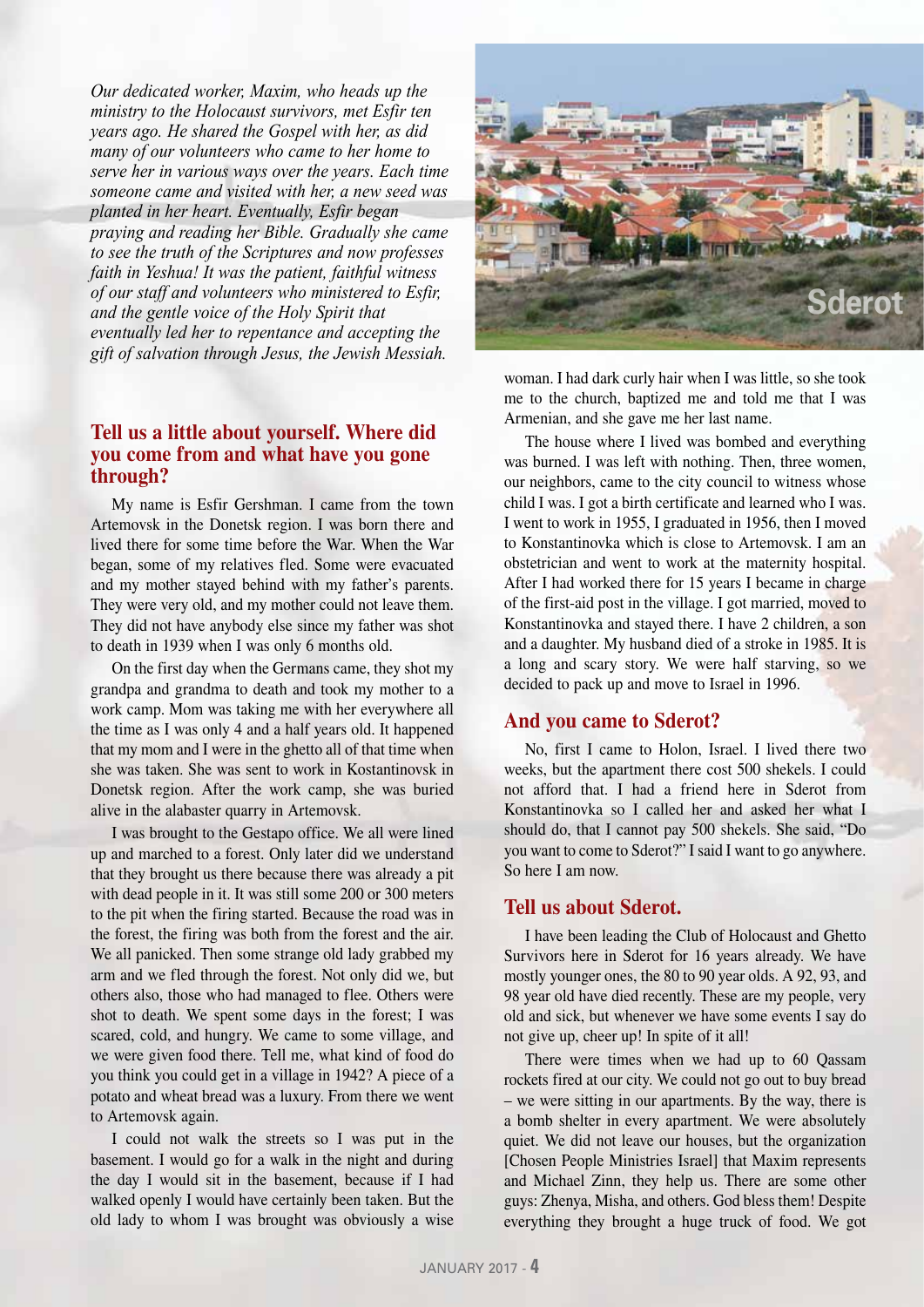*Our dedicated worker, Maxim, who heads up the ministry to the Holocaust survivors, met Esfir ten years ago. He shared the Gospel with her, as did many of our volunteers who came to her home to serve her in various ways over the years. Each time someone came and visited with her, a new seed was planted in her heart. Eventually, Esfir began praying and reading her Bible. Gradually she came to see the truth of the Scriptures and now professes faith in Yeshua! It was the patient, faithful witness of our staff and volunteers who ministered to Esfir, and the gentle voice of the Holy Spirit that eventually led her to repentance and accepting the gift of salvation through Jesus, the Jewish Messiah.*

## Tell us a little about yourself. Where did you come from and what have you gone through?

My name is Esfir Gershman. I came from the town Artemovsk in the Donetsk region. I was born there and lived there for some time before the War. When the War began, some of my relatives fled. Some were evacuated and my mother stayed behind with my father's parents. They were very old, and my mother could not leave them. They did not have anybody else since my father was shot to death in 1939 when I was only 6 months old.

On the first day when the Germans came, they shot my grandpa and grandma to death and took my mother to a work camp. Mom was taking me with her everywhere all the time as I was only 4 and a half years old. It happened that my mom and I were in the ghetto all of that time when she was taken. She was sent to work in Kostantinovsk in Donetsk region. After the work camp, she was buried alive in the alabaster quarry in Artemovsk.

I was brought to the Gestapo office. We all were lined up and marched to a forest. Only later did we understand that they brought us there because there was already a pit with dead people in it. It was still some 200 or 300 meters to the pit when the firing started. Because the road was in the forest, the firing was both from the forest and the air. We all panicked. Then some strange old lady grabbed my arm and we fled through the forest. Not only did we, but others also, those who had managed to flee. Others were shot to death. We spent some days in the forest; I was scared, cold, and hungry. We came to some village, and we were given food there. Tell me, what kind of food do you think you could get in a village in 1942? A piece of a potato and wheat bread was a luxury. From there we went to Artemovsk again.

I could not walk the streets so I was put in the basement. I would go for a walk in the night and during the day I would sit in the basement, because if I had walked openly I would have certainly been taken. But the old lady to whom I was brought was obviously a wise woman. I had dark curly hair when I was little, so she took me to the church, baptized me and told me that I was Armenian, and she gave me her last name.

The house where I lived was bombed and everything was burned. I was left with nothing. Then, three women, our neighbors, came to the city council to witness whose child I was. I got a birth certificate and learned who I was. I went to work in 1955, I graduated in 1956, then I moved to Konstantinovka which is close to Artemovsk. I am an obstetrician and went to work at the maternity hospital. After I had worked there for 15 years I became in charge of the first-aid post in the village. I got married, moved to Konstantinovka and stayed there. I have 2 children, a son and a daughter. My husband died of a stroke in 1985. It is a long and scary story. We were half starving, so we decided to pack up and move to Israel in 1996.

Sderot

## And you came to Sderot?

No, first I came to Holon, Israel. I lived there two weeks, but the apartment there cost 500 shekels. I could not afford that. I had a friend here in Sderot from Konstantinovka so I called her and asked her what I should do, that I cannot pay 500 shekels. She said, "Do you want to come to Sderot?" I said I want to go anywhere. So here I am now.

## Tell us about Sderot.

I have been leading the Club of Holocaust and Ghetto Survivors here in Sderot for 16 years already. We have mostly younger ones, the 80 to 90 year olds. A 92, 93, and 98 year old have died recently. These are my people, very old and sick, but whenever we have some events I say do not give up, cheer up! In spite of it all!

There were times when we had up to 60 Qassam rockets fired at our city. We could not go out to buy bread – we were sitting in our apartments. By the way, there is a bomb shelter in every apartment. We were absolutely quiet. We did not leave our houses, but the organization [Chosen People Ministries Israel] that Maxim represents and Michael Zinn, they help us. There are some other guys: Zhenya, Misha, and others. God bless them! Despite everything they brought a huge truck of food. We got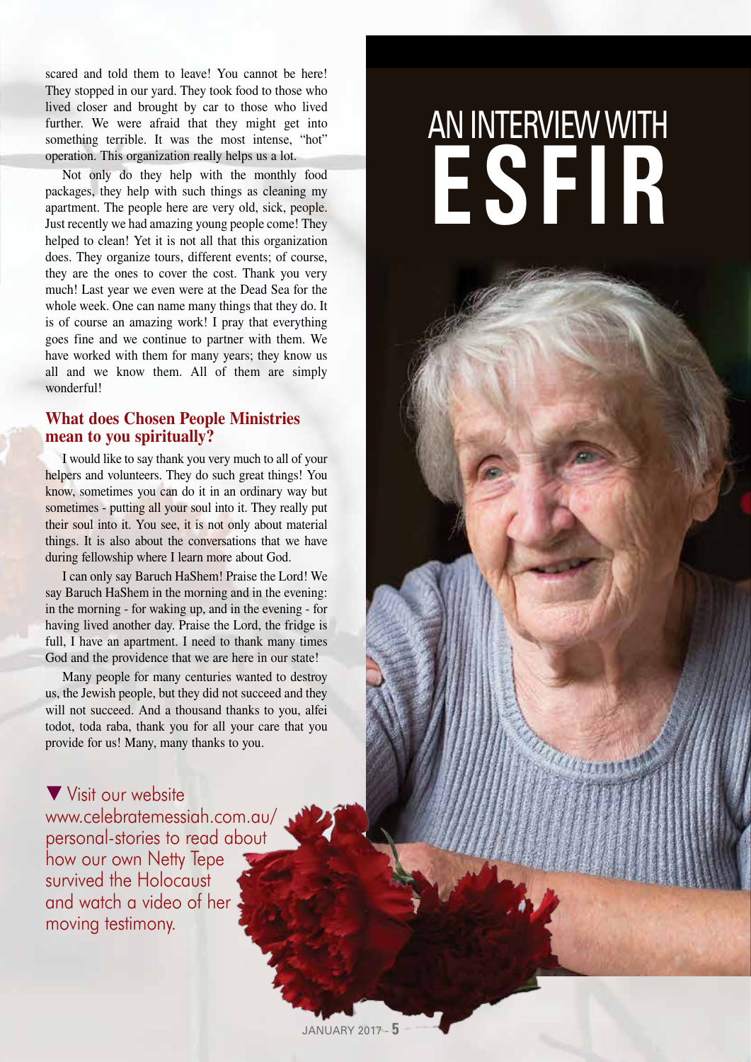scared and told them to leave! You cannot be here! They stopped in our yard. They took food to those who lived closer and brought by car to those who lived further. We were afraid that they might get into something terrible. It was the most intense, "hot" operation. This organization really helps us a lot.

Not only do they help with the monthly food packages, they help with such things as cleaning my apartment. The people here are very old, sick, people. Just recently we had amazing young people come! They helped to clean! Yet it is not all that this organization does. They organize tours, different events; of course, they are the ones to cover the cost. Thank you very much! Last year we even were at the Dead Sea for the whole week. One can name many things that they do. It is of course an amazing work! I pray that everything goes fine and we continue to partner with them. We have worked with them for many years; they know us all and we know them. All of them are simply wonderful!

### What does Chosen People Ministries mean to you spiritually?

I would like to say thank you very much to all of your helpers and volunteers. They do such great things! You know, sometimes you can do it in an ordinary way but sometimes - putting all your soul into it. They really put their soul into it. You see, it is not only about material things. It is also about the conversations that we have during fellowship where I learn more about God.

I can only say Baruch HaShem! Praise the Lord! We say Baruch HaShem in the morning and in the evening: in the morning - for waking up, and in the evening - for having lived another day. Praise the Lord, the fridge is full, I have an apartment. I need to thank many times God and the providence that we are here in our state!

Many people for many centuries wanted to destroy us, the Jewish people, but they did not succeed and they will not succeed. And a thousand thanks to you, alfei todot, toda raba, thank you for all your care that you provide for us! Many, many thanks to you.

▼ Visit our website www.celebratemessiah.com.au/personal-stories to read about how our own Netty Tepe survived the Holocaust and watch a video of her moving testimony.

# AN INTERVIEW WITH ESFIR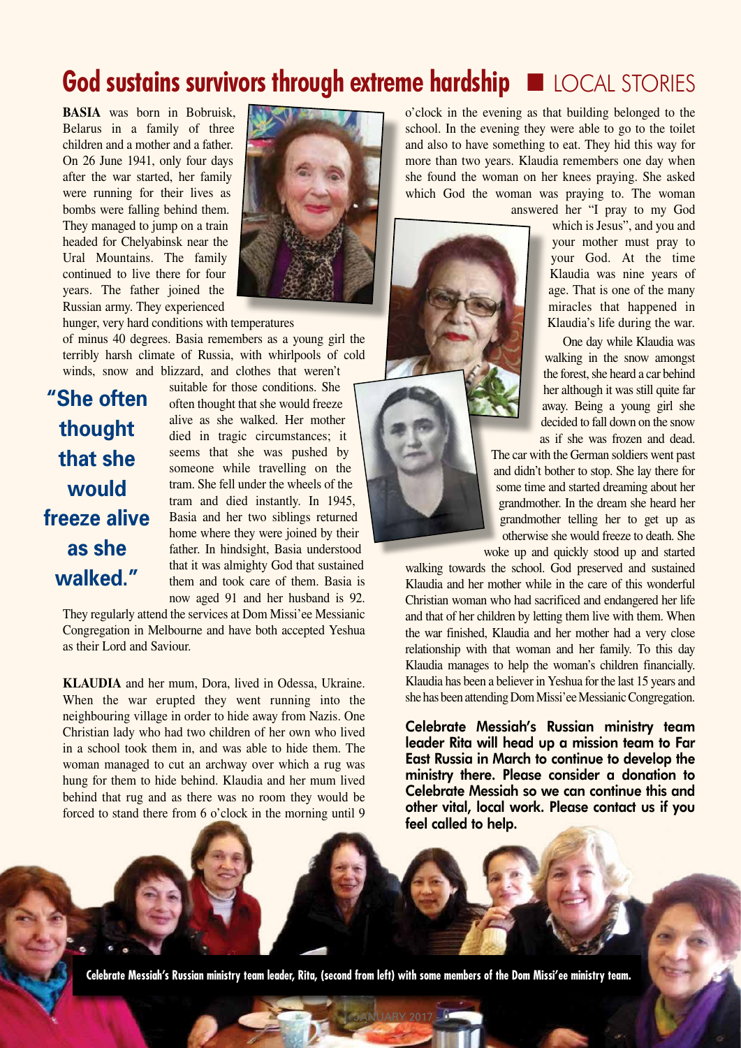# God sustains survivors through extreme hardship ■ LOCAL STORIES

**BASIA** was born in Bobruisk, Belarus in a family of three children and a mother and a father. On 26 June 1941, only four days after the war started, her family were running for their lives as bombs were falling behind them. They managed to jump on a train headed for Chelyabinsk near the Ural Mountains. The family continued to live there for four years. The father joined the Russian army. They experienced hunger, very hard conditions with temperatures of minus 40 degrees. Basia remembers as a young girl the terribly harsh climate of Russia, with whirlpools of cold winds, snow and blizzard, and clothes that weren't suitable for those conditions. She often thought that she would freeze alive as she walked. Her mother died in tragic circumstances; it seems that she was pushed by someone while travelling on the tram. She fell under the wheels of the tram and died instantly. In 1945, Basia and her two siblings returned home where they were joined by their father. In hindsight, Basia understood that it was almighty God that sustained them and took care of them. Basia is now aged 91 and her husband is 92. They regularly attend the services at Dom Missi'ee Messianic Congregation in Melbourne and have both accepted Yeshua as their Lord and Saviour.

> **"She often thought that she would freeze alive as she walked."**

**KLAUDIA** and her mum, Dora, lived in Odessa, Ukraine. When the war erupted they went running into the neighbouring village in order to hide away from Nazis. One Christian lady who had two children of her own who lived in a school took them in, and was able to hide them. The woman managed to cut an archway over which a rug was hung for them to hide behind. Klaudia and her mum lived behind that rug and as there was no room they would be forced to stand there from 6 o'clock in the morning until 9 o'clock in the evening as that building belonged to the school. In the evening they were able to go to the toilet and also to have something to eat. They hid this way for more than two years. Klaudia remembers one day when she found the woman on her knees praying. She asked which God the woman was praying to. The woman answered her "I pray to my God which is Jesus", and you and your mother must pray to your God. At the time Klaudia was nine years of age. That is one of the many miracles that happened in Klaudia's life during the war.

One day while Klaudia was walking in the snow amongst the forest, she heard a car behind her although it was still quite far away. Being a young girl she decided to fall down on the snow as if she was frozen and dead. The car with the German soldiers went past and didn't bother to stop. She lay there for some time and started dreaming about her grandmother. In the dream she heard her grandmother telling her to get up as otherwise she would freeze to death. She woke up and quickly stood up and started walking towards the school. God preserved and sustained Klaudia and her mother while in the care of this wonderful Christian woman who had sacrificed and endangered her life and that of her children by letting them live with them. When the war finished, Klaudia and her mother had a very close relationship with that woman and her family. To this day Klaudia manages to help the woman's children financially. Klaudia has been a believer in Yeshua for the last 15 years and she has been attending Dom Missi'ee Messianic Congregation.

**Celebrate Messiah's Russian ministry team leader Rita will head up a mission team to Far East Russia in March to continue to develop the ministry there. Please consider a donation to Celebrate Messiah so we can continue this and other vital, local work. Please contact us if you feel called to help.**

**Celebrate Messiah's Russian ministry team leader, Rita, (second from left) with some members of the Dom Missi'ee ministry team.**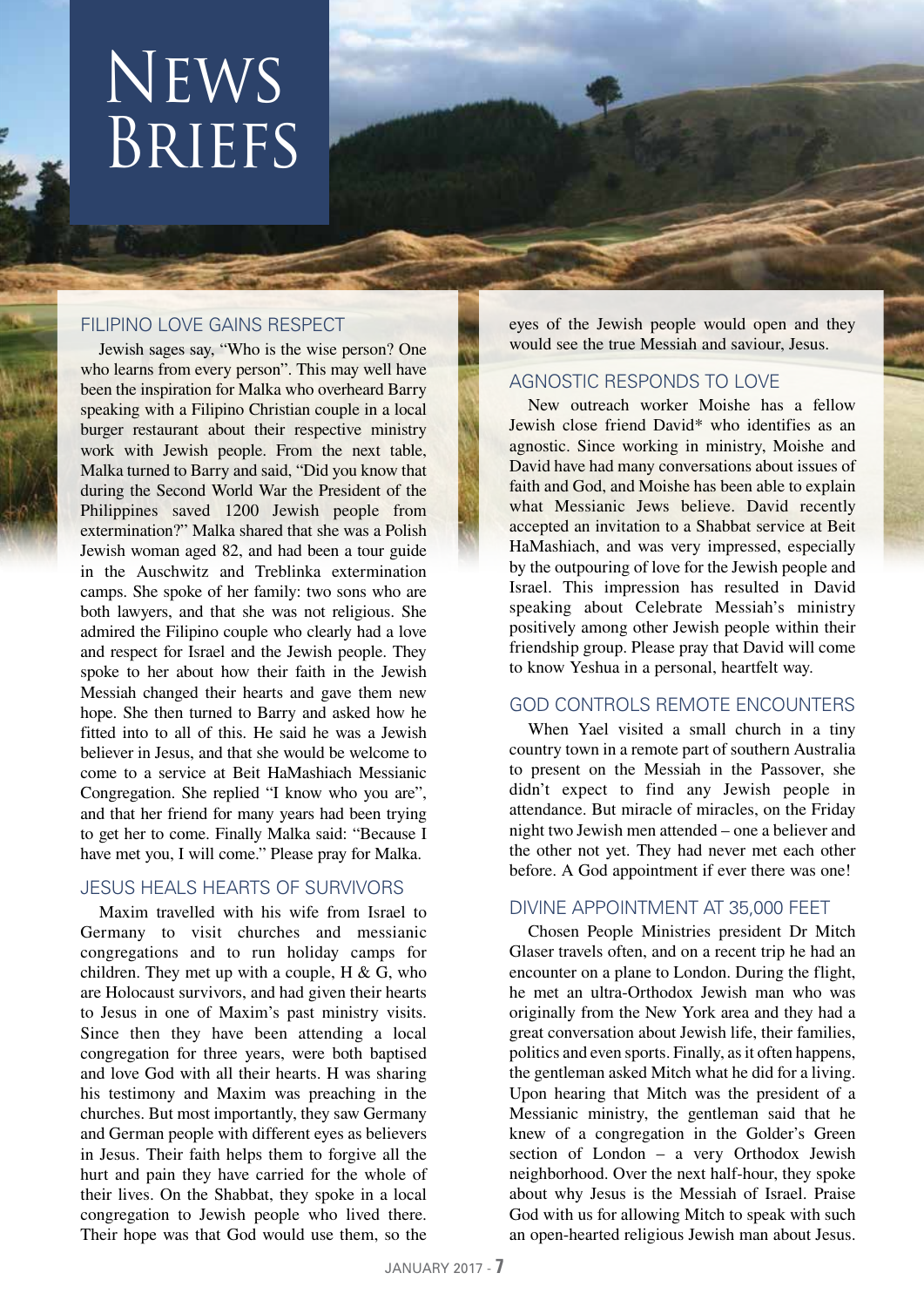# News Briefs

## FILIPINO LOVE GAINS RESPECT

Jewish sages say, "Who is the wise person? One who learns from every person". This may well have been the inspiration for Malka who overheard Barry speaking with a Filipino Christian couple in a local burger restaurant about their respective ministry work with Jewish people. From the next table, Malka turned to Barry and said, "Did you know that during the Second World War the President of the Philippines saved 1200 Jewish people from extermination?" Malka shared that she was a Polish Jewish woman aged 82, and had been a tour guide in the Auschwitz and Treblinka extermination camps. She spoke of her family: two sons who are both lawyers, and that she was not religious. She admired the Filipino couple who clearly had a love and respect for Israel and the Jewish people. They spoke to her about how their faith in the Jewish Messiah changed their hearts and gave them new hope. She then turned to Barry and asked how he fitted into all of this. He said he was a Jewish believer in Jesus, and that she would be welcome to come to a service at Beit HaMashiach Messianic Congregation. She replied "I know who you are", and that her friend for many years had been trying to get her to come. Finally Malka said: "Because I have met you, I will come." Please pray for Malka.

## JESUS HEALS HEARTS OF SURVIVORS

Maxim travelled with his wife from Israel to Germany to visit churches and messianic congregations and to run holiday camps for children. They met up with a couple, H & G, who are Holocaust survivors, and had given their hearts to Jesus in one of Maxim's past ministry visits. Since then they have been attending a local congregation for three years, were both baptised and love God with all their hearts. H was sharing his testimony and Maxim was preaching in the churches. But most importantly, they saw Germany and German people with different eyes as believers in Jesus. Their faith helps them to forgive all the hurt and pain they have carried for the whole of their lives. On the Shabbat, they spoke in a local congregation to Jewish people who lived there. Their hope was that God would use them, so the eyes of the Jewish people would open and they would see the true Messiah and saviour, Jesus.

## AGNOSTIC RESPONDS TO LOVE

New outreach worker Moishe has a fellow Jewish close friend David* who identifies as an agnostic. Since working in ministry, Moishe and David have had many conversations about issues of faith and God, and Moishe has been able to explain what Messianic Jews believe. David recently accepted an invitation to a Shabbat service at Beit HaMashiach, and was very impressed, especially by the outpouring of love for the Jewish people and Israel. This impression has resulted in David speaking about Celebrate Messiah's ministry positively among other Jewish people within their friendship group. Please pray that David will come to know Yeshua in a personal, heartfelt way.

## GOD CONTROLS REMOTE ENCOUNTERS

When Yael visited a small church in a tiny country town in a remote part of southern Australia to present on the Messiah in the Passover, she didn't expect to find any Jewish people in attendance. But miracle of miracles, on the Friday night two Jewish men attended – one a believer and the other not yet. They had never met each other before. A God appointment if ever there was one!

## DIVINE APPOINTMENT AT 35,000 FEET

Chosen People Ministries president Dr Mitch Glaser travels often, and on a recent trip he had an encounter on a plane to London. During the flight, he met an ultra-Orthodox Jewish man who was originally from the New York area and they had a great conversation about Jewish life, their families, politics and even sports. Finally, as it often happens, the gentleman asked Mitch what he did for a living. Upon hearing that Mitch was the president of a Messianic ministry, the gentleman said that he knew of a congregation in the Golder's Green section of London – a very Orthodox Jewish neighborhood. Over the next half-hour, they spoke about why Jesus is the Messiah of Israel. Praise God with us for allowing Mitch to speak with such an open-hearted religious Jewish man about Jesus.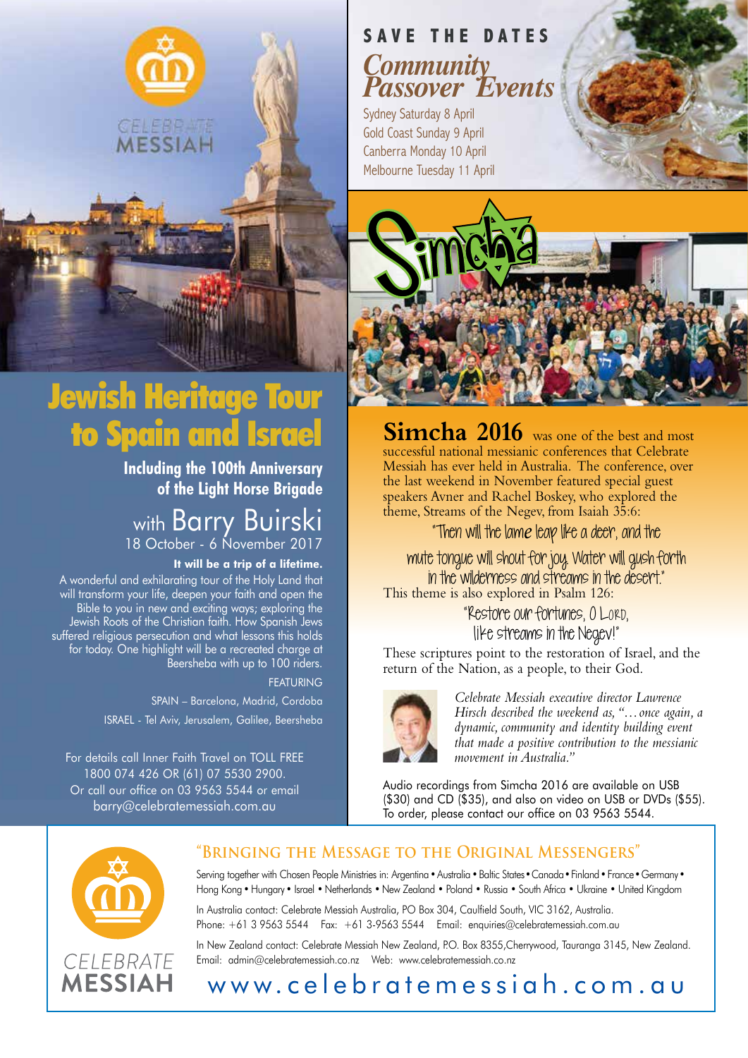CELEBRATE MESSIAH

# Jewish Heritage Tour to Spain and Israel

**Including the 100th Anniversary of the Light Horse Brigade**

## with Barry Buirski

18 October - 6 November 2017

**It will be a trip of a lifetime.**

A wonderful and exhilarating tour of the Holy Land that will transform your life, deepen your faith and open the Bible to you in new and exciting ways; exploring the Jewish Roots of the Christian faith. How Spanish Jews suffered religious persecution and what lessons this holds for today. One highlight will be a recreated charge at Beersheba with up to 100 riders.

FEATURING

SPAIN – Barcelona, Madrid, Cordoba

ISRAEL - Tel Aviv, Jerusalem, Galilee, Beersheba

For details call Inner Faith Travel on TOLL FREE 1800 074 426 OR (61) 07 5530 2900.
Or call our office on 03 9563 5544 or email barry@celebratemessiah.com.au

**SAVE THE DATES**

## *Community Passover Events*

Sydney Saturday 8 April
Gold Coast Sunday 9 April
Canberra Monday 10 April
Melbourne Tuesday 11 April

Simcha

**Simcha 2016** was one of the best and most successful national messianic conferences that Celebrate Messiah has ever held in Australia. The conference, over the last weekend in November featured special guest speakers Avner and Rachel Boskey, who explored the theme, Streams of the Negev, from Isaiah 35:6:

"Then will the lame leap like a deer, and the mute tongue will shout for joy. Water will gush forth in the wilderness and streams in the desert."

This theme is also explored in Psalm 126:

"Restore our fortunes, O Lord, like streams in the Negev!"

These scriptures point to the restoration of Israel, and the return of the Nation, as a people, to their God.

*Celebrate Messiah executive director Lawrence Hirsch described the weekend as, "…once again, a dynamic, community and identity building event that made a positive contribution to the messianic movement in Australia."*

Audio recordings from Simcha 2016 are available on USB ($30) and CD ($35), and also on video on USB or DVDs ($55). To order, please contact our office on 03 9563 5544.

CELEBRATE MESSIAH

**"Bringing the Message to the Original Messengers"**

Serving together with Chosen People Ministries in: Argentina • Australia • Baltic States • Canada • Finland • France • Germany • Hong Kong • Hungary • Israel • Netherlands • New Zealand • Poland • Russia • South Africa • Ukraine • United Kingdom

In Australia contact: Celebrate Messiah Australia, PO Box 304, Caulfield South, VIC 3162, Australia.
Phone: +61 3 9563 5544 Fax: +61 3-9563 5544 Email: enquiries@celebratemessiah.com.au

In New Zealand contact: Celebrate Messiah New Zealand, P.O. Box 8355,Cherrywood, Tauranga 3145, New Zealand.
Email: admin@celebratemessiah.co.nz Web: www.celebratemessiah.co.nz

www.celebratemessiah.com.au